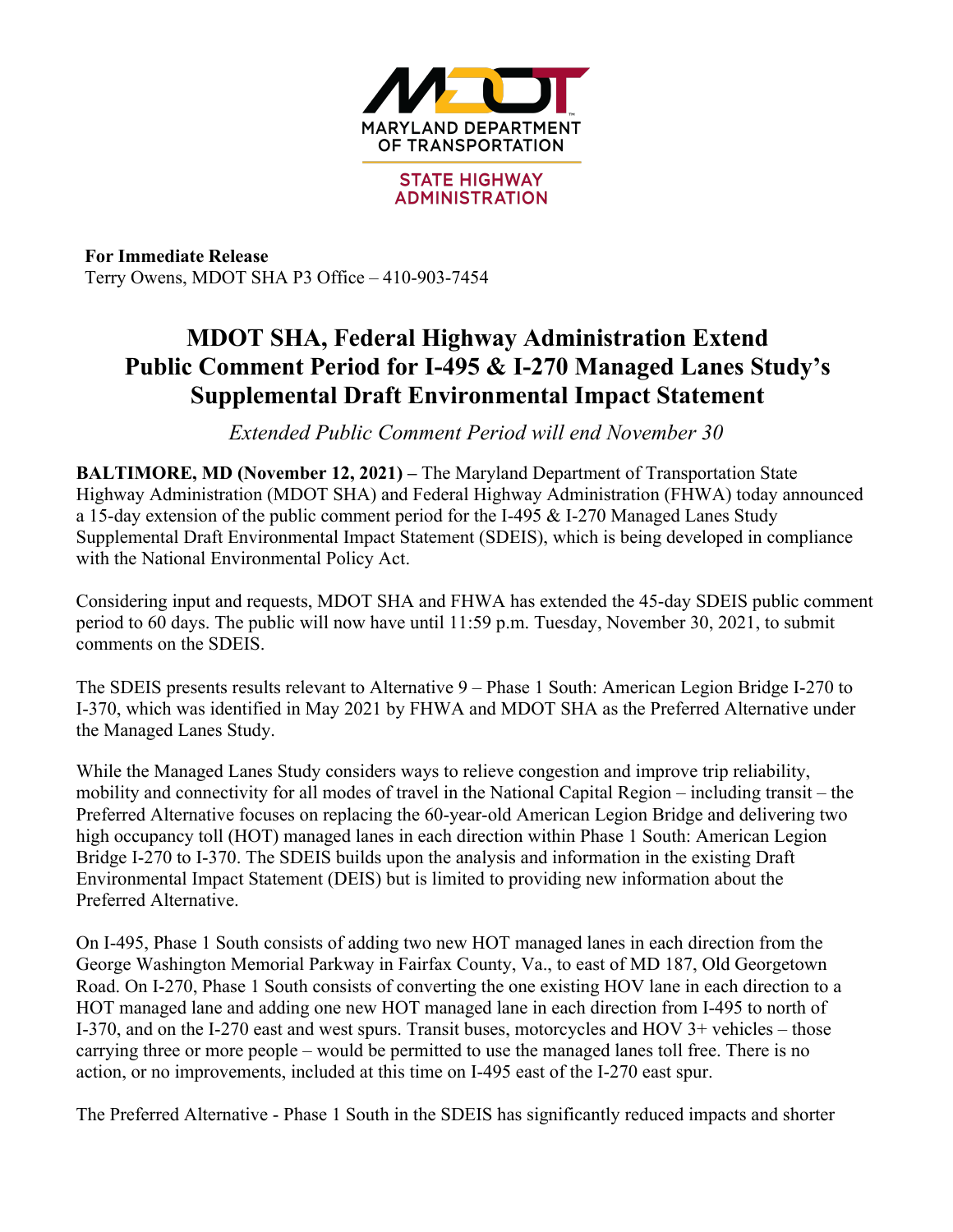MARYLAND DEPARTMENT OF TRANSPORTATION

STATE HIGHWAY ADMINISTRATION

**For Immediate Release**
Terry Owens, MDOT SHA P3 Office – 410-903-7454

# MDOT SHA, Federal Highway Administration Extend Public Comment Period for I-495 & I-270 Managed Lanes Study's Supplemental Draft Environmental Impact Statement

*Extended Public Comment Period will end November 30*

**BALTIMORE, MD (November 12, 2021) –** The Maryland Department of Transportation State Highway Administration (MDOT SHA) and Federal Highway Administration (FHWA) today announced a 15-day extension of the public comment period for the I-495 & I-270 Managed Lanes Study Supplemental Draft Environmental Impact Statement (SDEIS), which is being developed in compliance with the National Environmental Policy Act.

Considering input and requests, MDOT SHA and FHWA has extended the 45-day SDEIS public comment period to 60 days. The public will now have until 11:59 p.m. Tuesday, November 30, 2021, to submit comments on the SDEIS.

The SDEIS presents results relevant to Alternative 9 – Phase 1 South: American Legion Bridge I-270 to I-370, which was identified in May 2021 by FHWA and MDOT SHA as the Preferred Alternative under the Managed Lanes Study.

While the Managed Lanes Study considers ways to relieve congestion and improve trip reliability, mobility and connectivity for all modes of travel in the National Capital Region – including transit – the Preferred Alternative focuses on replacing the 60-year-old American Legion Bridge and delivering two high occupancy toll (HOT) managed lanes in each direction within Phase 1 South: American Legion Bridge I-270 to I-370. The SDEIS builds upon the analysis and information in the existing Draft Environmental Impact Statement (DEIS) but is limited to providing new information about the Preferred Alternative.

On I-495, Phase 1 South consists of adding two new HOT managed lanes in each direction from the George Washington Memorial Parkway in Fairfax County, Va., to east of MD 187, Old Georgetown Road. On I-270, Phase 1 South consists of converting the one existing HOV lane in each direction to a HOT managed lane and adding one new HOT managed lane in each direction from I-495 to north of I-370, and on the I-270 east and west spurs. Transit buses, motorcycles and HOV 3+ vehicles – those carrying three or more people – would be permitted to use the managed lanes toll free. There is no action, or no improvements, included at this time on I-495 east of the I-270 east spur.

The Preferred Alternative - Phase 1 South in the SDEIS has significantly reduced impacts and shorter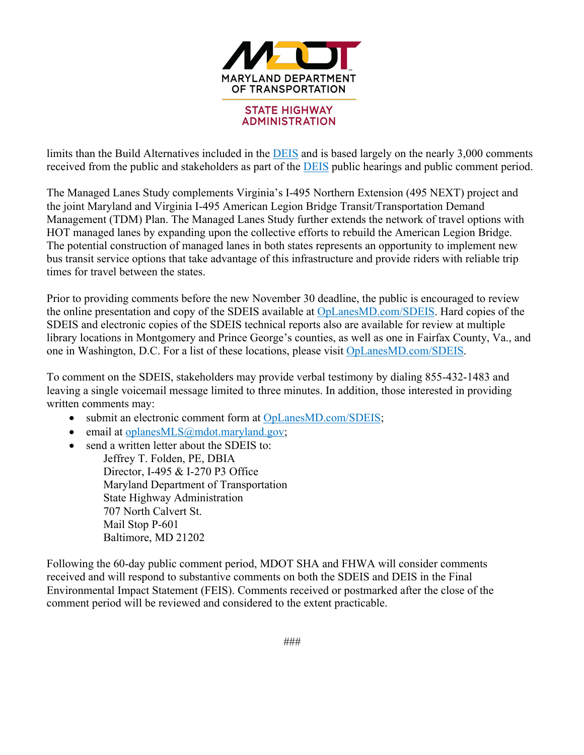limits than the Build Alternatives included in the DEIS and is based largely on the nearly 3,000 comments received from the public and stakeholders as part of the DEIS public hearings and public comment period.

The Managed Lanes Study complements Virginia's I-495 Northern Extension (495 NEXT) project and the joint Maryland and Virginia I-495 American Legion Bridge Transit/Transportation Demand Management (TDM) Plan. The Managed Lanes Study further extends the network of travel options with HOT managed lanes by expanding upon the collective efforts to rebuild the American Legion Bridge. The potential construction of managed lanes in both states represents an opportunity to implement new bus transit service options that take advantage of this infrastructure and provide riders with reliable trip times for travel between the states.

Prior to providing comments before the new November 30 deadline, the public is encouraged to review the online presentation and copy of the SDEIS available at OpLanesMD.com/SDEIS. Hard copies of the SDEIS and electronic copies of the SDEIS technical reports also are available for review at multiple library locations in Montgomery and Prince George's counties, as well as one in Fairfax County, Va., and one in Washington, D.C. For a list of these locations, please visit OpLanesMD.com/SDEIS.

To comment on the SDEIS, stakeholders may provide verbal testimony by dialing 855-432-1483 and leaving a single voicemail message limited to three minutes. In addition, those interested in providing written comments may:

- submit an electronic comment form at OpLanesMD.com/SDEIS;
- email at oplanesMLS@mdot.maryland.gov;
- send a written letter about the SDEIS to:
  Jeffrey T. Folden, PE, DBIA
  Director, I-495 & I-270 P3 Office
  Maryland Department of Transportation
  State Highway Administration
  707 North Calvert St.
  Mail Stop P-601
  Baltimore, MD 21202

Following the 60-day public comment period, MDOT SHA and FHWA will consider comments received and will respond to substantive comments on both the SDEIS and DEIS in the Final Environmental Impact Statement (FEIS). Comments received or postmarked after the close of the comment period will be reviewed and considered to the extent practicable.

###